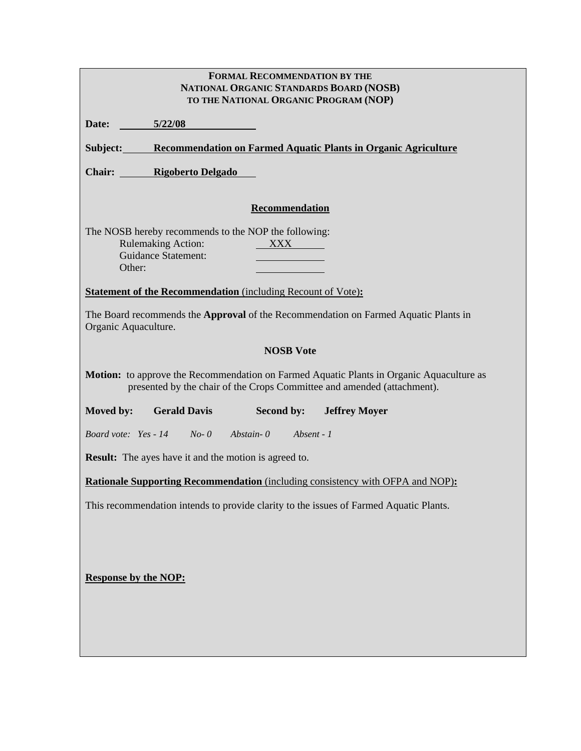**FORMAL RECOMMENDATION BY THE**
**NATIONAL ORGANIC STANDARDS BOARD (NOSB)**
**TO THE NATIONAL ORGANIC PROGRAM (NOP)**

**Date:** **5/22/08**

**Subject:** **Recommendation on Farmed Aquatic Plants in Organic Agriculture**

**Chair:** **Rigoberto Delgado**

## Recommendation

The NOSB hereby recommends to the NOP the following:

- Rulemaking Action: XXX
- Guidance Statement: 
- Other: 

**Statement of the Recommendation** (including Recount of Vote)**:**

The Board recommends the **Approval** of the Recommendation on Farmed Aquatic Plants in Organic Aquaculture.

### NOSB Vote

**Motion:** to approve the Recommendation on Farmed Aquatic Plants in Organic Aquaculture as presented by the chair of the Crops Committee and amended (attachment).

**Moved by:** **Gerald Davis** **Second by:** **Jeffrey Moyer**

*Board vote: Yes - 14 No- 0 Abstain- 0 Absent - 1*

**Result:** The ayes have it and the motion is agreed to.

**Rationale Supporting Recommendation** (including consistency with OFPA and NOP)**:**

This recommendation intends to provide clarity to the issues of Farmed Aquatic Plants.

**Response by the NOP:**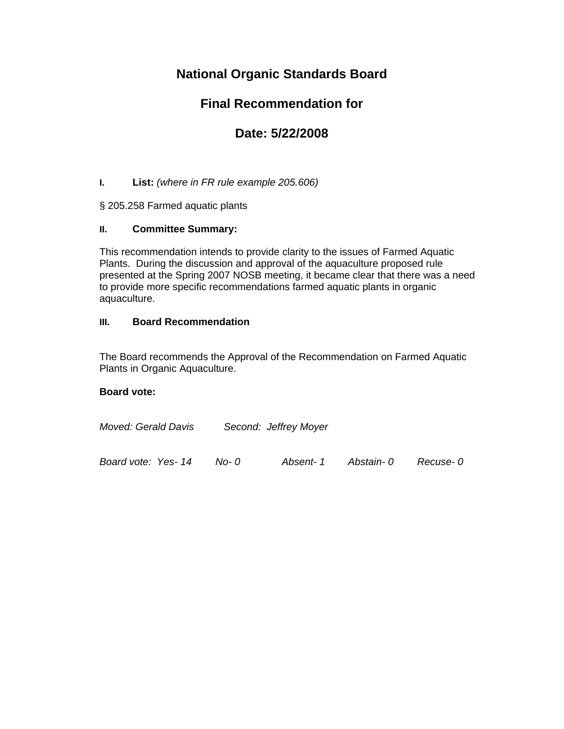# National Organic Standards Board

## Final Recommendation for

## Date: 5/22/2008

**I. List:** *(where in FR rule example 205.606)*

§ 205.258 Farmed aquatic plants

**II. Committee Summary:**

This recommendation intends to provide clarity to the issues of Farmed Aquatic Plants. During the discussion and approval of the aquaculture proposed rule presented at the Spring 2007 NOSB meeting, it became clear that there was a need to provide more specific recommendations farmed aquatic plants in organic aquaculture.

**III. Board Recommendation**

The Board recommends the Approval of the Recommendation on Farmed Aquatic Plants in Organic Aquaculture.

**Board vote:**

*Moved: Gerald Davis Second: Jeffrey Moyer*

*Board vote: Yes- 14 No- 0 Absent- 1 Abstain- 0 Recuse- 0*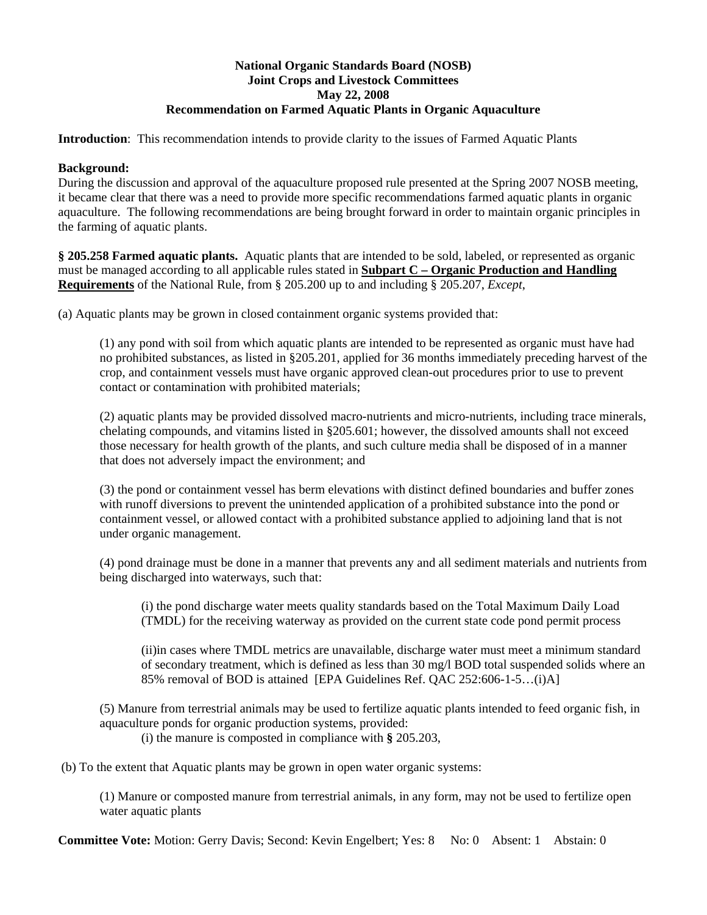**National Organic Standards Board (NOSB)**
**Joint Crops and Livestock Committees**
**May 22, 2008**
**Recommendation on Farmed Aquatic Plants in Organic Aquaculture**

**Introduction**: This recommendation intends to provide clarity to the issues of Farmed Aquatic Plants

**Background:**
During the discussion and approval of the aquaculture proposed rule presented at the Spring 2007 NOSB meeting, it became clear that there was a need to provide more specific recommendations farmed aquatic plants in organic aquaculture. The following recommendations are being brought forward in order to maintain organic principles in the farming of aquatic plants.

**§ 205.258 Farmed aquatic plants.** Aquatic plants that are intended to be sold, labeled, or represented as organic must be managed according to all applicable rules stated in **Subpart C – Organic Production and Handling Requirements** of the National Rule, from § 205.200 up to and including § 205.207, *Except*,

(a) Aquatic plants may be grown in closed containment organic systems provided that:

(1) any pond with soil from which aquatic plants are intended to be represented as organic must have had no prohibited substances, as listed in §205.201, applied for 36 months immediately preceding harvest of the crop, and containment vessels must have organic approved clean-out procedures prior to use to prevent contact or contamination with prohibited materials;

(2) aquatic plants may be provided dissolved macro-nutrients and micro-nutrients, including trace minerals, chelating compounds, and vitamins listed in §205.601; however, the dissolved amounts shall not exceed those necessary for health growth of the plants, and such culture media shall be disposed of in a manner that does not adversely impact the environment; and

(3) the pond or containment vessel has berm elevations with distinct defined boundaries and buffer zones with runoff diversions to prevent the unintended application of a prohibited substance into the pond or containment vessel, or allowed contact with a prohibited substance applied to adjoining land that is not under organic management.

(4) pond drainage must be done in a manner that prevents any and all sediment materials and nutrients from being discharged into waterways, such that:

(i) the pond discharge water meets quality standards based on the Total Maximum Daily Load (TMDL) for the receiving waterway as provided on the current state code pond permit process

(ii)in cases where TMDL metrics are unavailable, discharge water must meet a minimum standard of secondary treatment, which is defined as less than 30 mg/l BOD total suspended solids where an 85% removal of BOD is attained [EPA Guidelines Ref. QAC 252:606-1-5…(i)A]

(5) Manure from terrestrial animals may be used to fertilize aquatic plants intended to feed organic fish, in aquaculture ponds for organic production systems, provided:

(i) the manure is composted in compliance with **§** 205.203,

(b) To the extent that Aquatic plants may be grown in open water organic systems:

(1) Manure or composted manure from terrestrial animals, in any form, may not be used to fertilize open water aquatic plants

**Committee Vote:** Motion: Gerry Davis; Second: Kevin Engelbert; Yes: 8 No: 0 Absent: 1 Abstain: 0